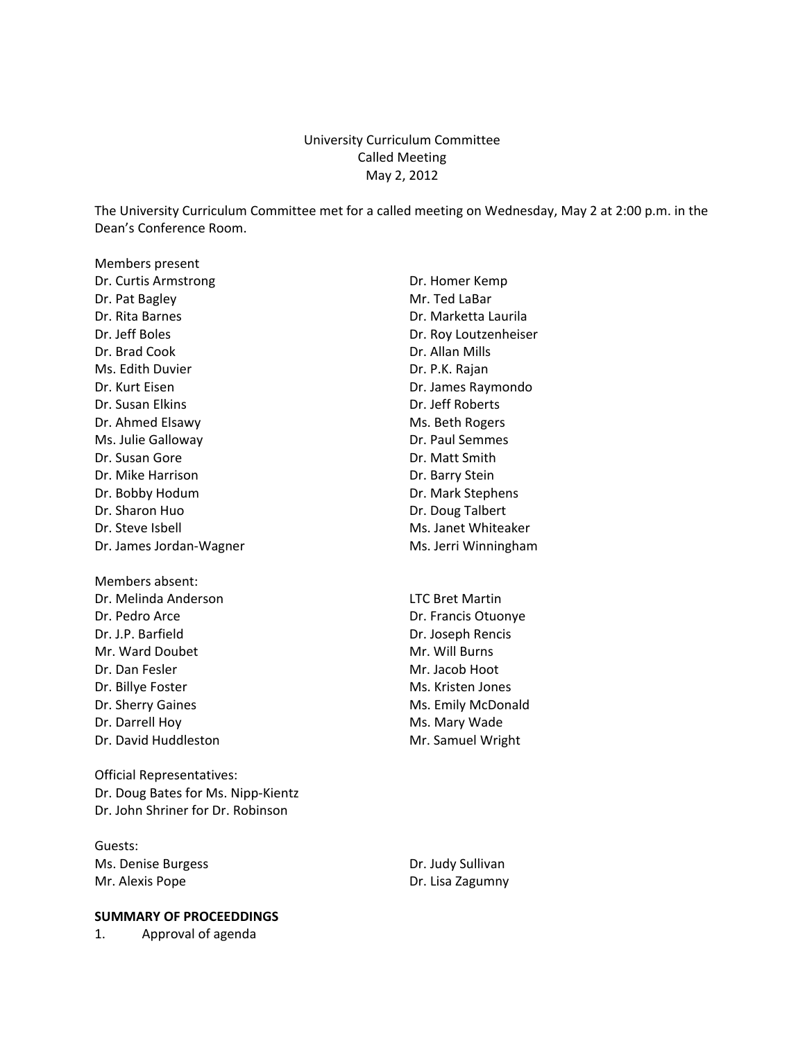University Curriculum Committee
Called Meeting
May 2, 2012

The University Curriculum Committee met for a called meeting on Wednesday, May 2 at 2:00 p.m. in the Dean's Conference Room.

Members present

Dr. Curtis Armstrong
Dr. Pat Bagley
Dr. Rita Barnes
Dr. Jeff Boles
Dr. Brad Cook
Ms. Edith Duvier
Dr. Kurt Eisen
Dr. Susan Elkins
Dr. Ahmed Elsawy
Ms. Julie Galloway
Dr. Susan Gore
Dr. Mike Harrison
Dr. Bobby Hodum
Dr. Sharon Huo
Dr. Steve Isbell
Dr. James Jordan-Wagner
Dr. Homer Kemp
Mr. Ted LaBar
Dr. Marketta Laurila
Dr. Roy Loutzenheiser
Dr. Allan Mills
Dr. P.K. Rajan
Dr. James Raymondo
Dr. Jeff Roberts
Ms. Beth Rogers
Dr. Paul Semmes
Dr. Matt Smith
Dr. Barry Stein
Dr. Mark Stephens
Dr. Doug Talbert
Ms. Janet Whiteaker
Ms. Jerri Winningham

Members absent:

Dr. Melinda Anderson
Dr. Pedro Arce
Dr. J.P. Barfield
Mr. Ward Doubet
Dr. Dan Fesler
Dr. Billye Foster
Dr. Sherry Gaines
Dr. Darrell Hoy
Dr. David Huddleston
LTC Bret Martin
Dr. Francis Otuonye
Dr. Joseph Rencis
Mr. Will Burns
Mr. Jacob Hoot
Ms. Kristen Jones
Ms. Emily McDonald
Ms. Mary Wade
Mr. Samuel Wright

Official Representatives:

Dr. Doug Bates for Ms. Nipp-Kientz
Dr. John Shriner for Dr. Robinson

Guests:

Ms. Denise Burgess
Mr. Alexis Pope
Dr. Judy Sullivan
Dr. Lisa Zagumny

**SUMMARY OF PROCEEDDINGS**

1. Approval of agenda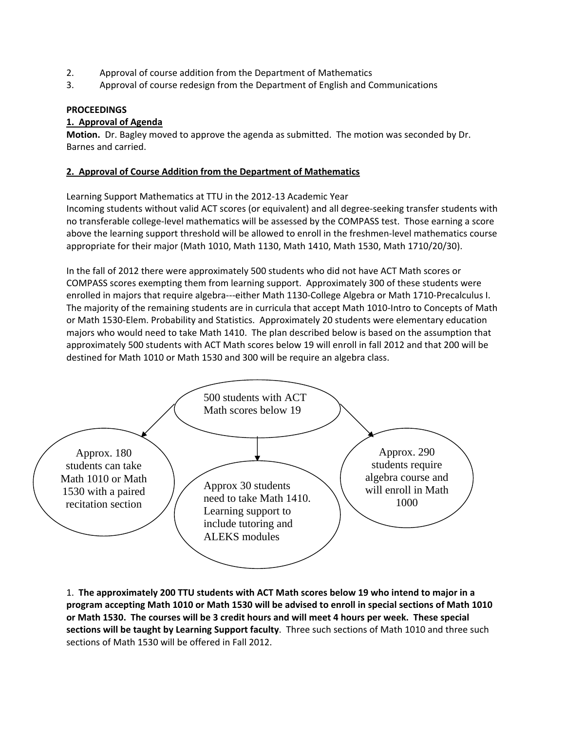2. Approval of course addition from the Department of Mathematics
3. Approval of course redesign from the Department of English and Communications

**PROCEEDINGS**

**1. Approval of Agenda**

**Motion.** Dr. Bagley moved to approve the agenda as submitted. The motion was seconded by Dr. Barnes and carried.

**2. Approval of Course Addition from the Department of Mathematics**

Learning Support Mathematics at TTU in the 2012-13 Academic Year

Incoming students without valid ACT scores (or equivalent) and all degree-seeking transfer students with no transferable college-level mathematics will be assessed by the COMPASS test. Those earning a score above the learning support threshold will be allowed to enroll in the freshmen-level mathematics course appropriate for their major (Math 1010, Math 1130, Math 1410, Math 1530, Math 1710/20/30).

In the fall of 2012 there were approximately 500 students who did not have ACT Math scores or COMPASS scores exempting them from learning support. Approximately 300 of these students were enrolled in majors that require algebra---either Math 1130-College Algebra or Math 1710-Precalculus I. The majority of the remaining students are in curricula that accept Math 1010-Intro to Concepts of Math or Math 1530-Elem. Probability and Statistics. Approximately 20 students were elementary education majors who would need to take Math 1410. The plan described below is based on the assumption that approximately 500 students with ACT Math scores below 19 will enroll in fall 2012 and that 200 will be destined for Math 1010 or Math 1530 and 300 will be require an algebra class.

500 students with ACT Math scores below 19

- Approx. 180 students can take Math 1010 or Math 1530 with a paired recitation section
- Approx 30 students need to take Math 1410. Learning support to include tutoring and ALEKS modules
- Approx. 290 students require algebra course and will enroll in Math 1000

1. **The approximately 200 TTU students with ACT Math scores below 19 who intend to major in a program accepting Math 1010 or Math 1530 will be advised to enroll in special sections of Math 1010 or Math 1530. The courses will be 3 credit hours and will meet 4 hours per week. These special sections will be taught by Learning Support faculty**. Three such sections of Math 1010 and three such sections of Math 1530 will be offered in Fall 2012.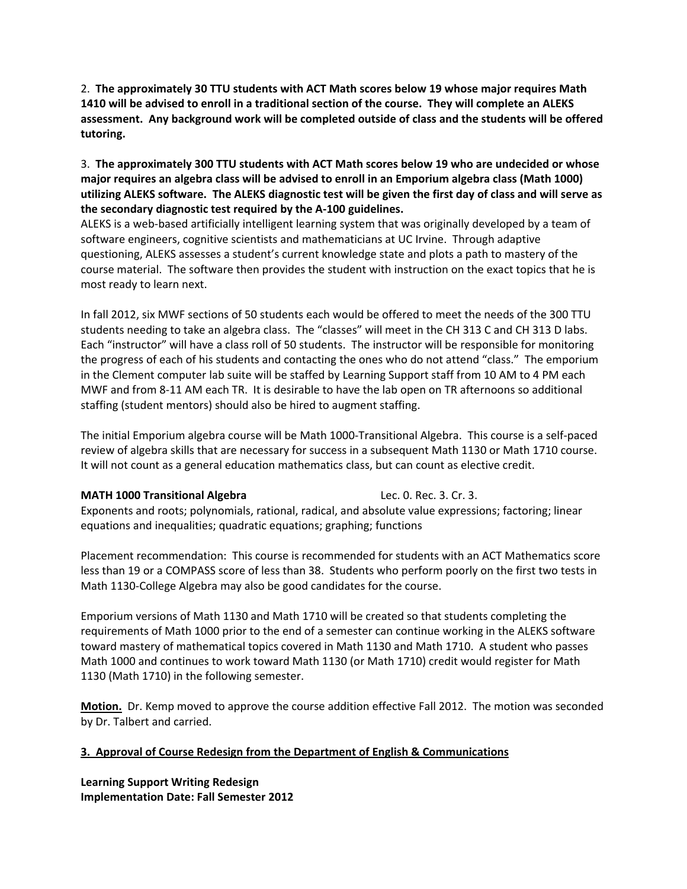2. **The approximately 30 TTU students with ACT Math scores below 19 whose major requires Math 1410 will be advised to enroll in a traditional section of the course. They will complete an ALEKS assessment. Any background work will be completed outside of class and the students will be offered tutoring.**

3. **The approximately 300 TTU students with ACT Math scores below 19 who are undecided or whose major requires an algebra class will be advised to enroll in an Emporium algebra class (Math 1000) utilizing ALEKS software. The ALEKS diagnostic test will be given the first day of class and will serve as the secondary diagnostic test required by the A-100 guidelines.**

ALEKS is a web-based artificially intelligent learning system that was originally developed by a team of software engineers, cognitive scientists and mathematicians at UC Irvine. Through adaptive questioning, ALEKS assesses a student's current knowledge state and plots a path to mastery of the course material. The software then provides the student with instruction on the exact topics that he is most ready to learn next.

In fall 2012, six MWF sections of 50 students each would be offered to meet the needs of the 300 TTU students needing to take an algebra class. The "classes" will meet in the CH 313 C and CH 313 D labs. Each "instructor" will have a class roll of 50 students. The instructor will be responsible for monitoring the progress of each of his students and contacting the ones who do not attend "class." The emporium in the Clement computer lab suite will be staffed by Learning Support staff from 10 AM to 4 PM each MWF and from 8-11 AM each TR. It is desirable to have the lab open on TR afternoons so additional staffing (student mentors) should also be hired to augment staffing.

The initial Emporium algebra course will be Math 1000-Transitional Algebra. This course is a self-paced review of algebra skills that are necessary for success in a subsequent Math 1130 or Math 1710 course. It will not count as a general education mathematics class, but can count as elective credit.

**MATH 1000 Transitional Algebra** Lec. 0. Rec. 3. Cr. 3.

Exponents and roots; polynomials, rational, radical, and absolute value expressions; factoring; linear equations and inequalities; quadratic equations; graphing; functions

Placement recommendation: This course is recommended for students with an ACT Mathematics score less than 19 or a COMPASS score of less than 38. Students who perform poorly on the first two tests in Math 1130-College Algebra may also be good candidates for the course.

Emporium versions of Math 1130 and Math 1710 will be created so that students completing the requirements of Math 1000 prior to the end of a semester can continue working in the ALEKS software toward mastery of mathematical topics covered in Math 1130 and Math 1710. A student who passes Math 1000 and continues to work toward Math 1130 (or Math 1710) credit would register for Math 1130 (Math 1710) in the following semester.

**Motion.** Dr. Kemp moved to approve the course addition effective Fall 2012. The motion was seconded by Dr. Talbert and carried.

## 3. Approval of Course Redesign from the Department of English & Communications

**Learning Support Writing Redesign**
**Implementation Date: Fall Semester 2012**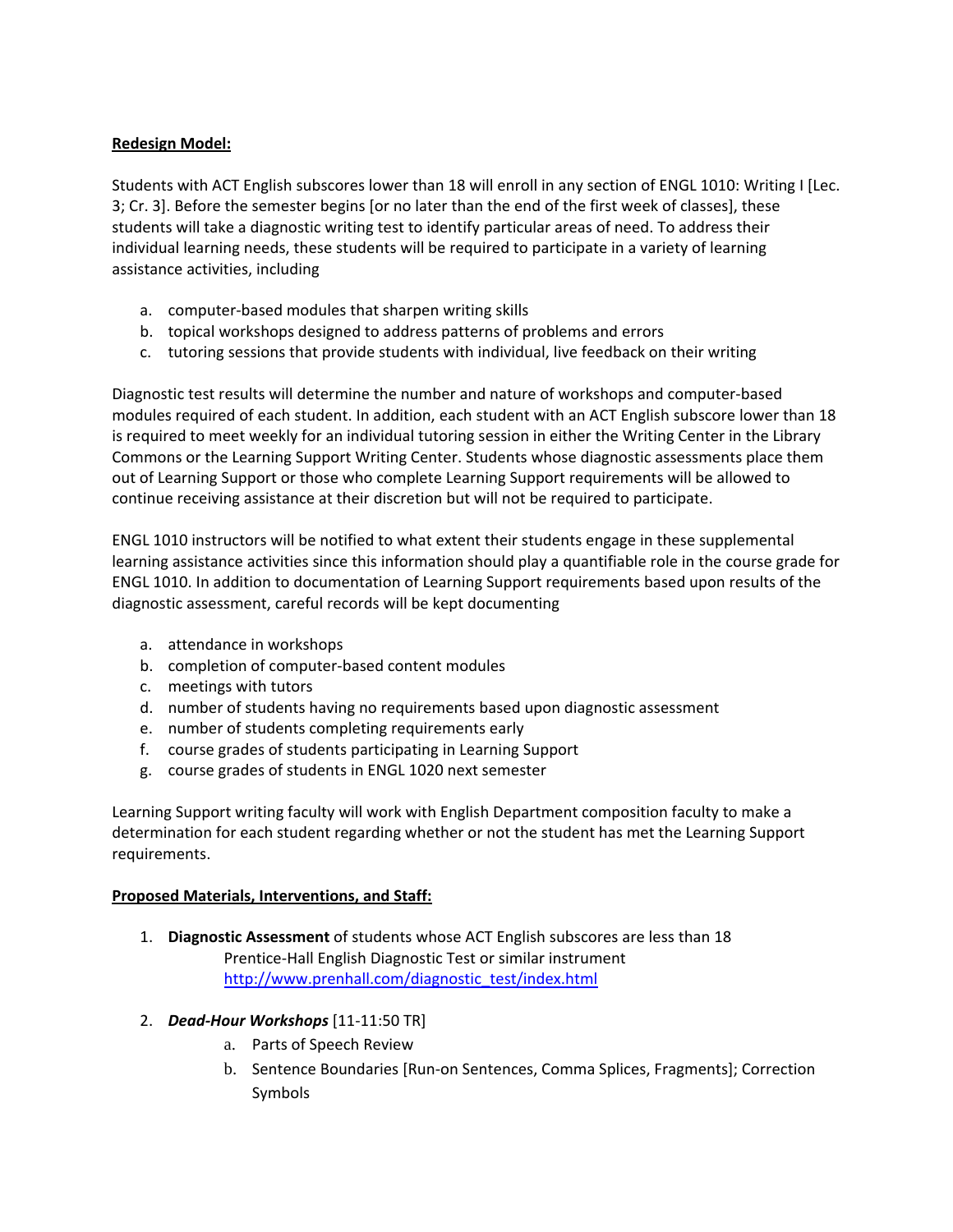**Redesign Model:**

Students with ACT English subscores lower than 18 will enroll in any section of ENGL 1010: Writing I [Lec. 3; Cr. 3]. Before the semester begins [or no later than the end of the first week of classes], these students will take a diagnostic writing test to identify particular areas of need. To address their individual learning needs, these students will be required to participate in a variety of learning assistance activities, including

a. computer-based modules that sharpen writing skills
b. topical workshops designed to address patterns of problems and errors
c. tutoring sessions that provide students with individual, live feedback on their writing

Diagnostic test results will determine the number and nature of workshops and computer-based modules required of each student. In addition, each student with an ACT English subscore lower than 18 is required to meet weekly for an individual tutoring session in either the Writing Center in the Library Commons or the Learning Support Writing Center. Students whose diagnostic assessments place them out of Learning Support or those who complete Learning Support requirements will be allowed to continue receiving assistance at their discretion but will not be required to participate.

ENGL 1010 instructors will be notified to what extent their students engage in these supplemental learning assistance activities since this information should play a quantifiable role in the course grade for ENGL 1010. In addition to documentation of Learning Support requirements based upon results of the diagnostic assessment, careful records will be kept documenting

a. attendance in workshops
b. completion of computer-based content modules
c. meetings with tutors
d. number of students having no requirements based upon diagnostic assessment
e. number of students completing requirements early
f. course grades of students participating in Learning Support
g. course grades of students in ENGL 1020 next semester

Learning Support writing faculty will work with English Department composition faculty to make a determination for each student regarding whether or not the student has met the Learning Support requirements.

**Proposed Materials, Interventions, and Staff:**

1. **Diagnostic Assessment** of students whose ACT English subscores are less than 18
   Prentice-Hall English Diagnostic Test or similar instrument
   http://www.prenhall.com/diagnostic_test/index.html

2. ***Dead-Hour Workshops*** [11-11:50 TR]
   a. Parts of Speech Review
   b. Sentence Boundaries [Run-on Sentences, Comma Splices, Fragments]; Correction Symbols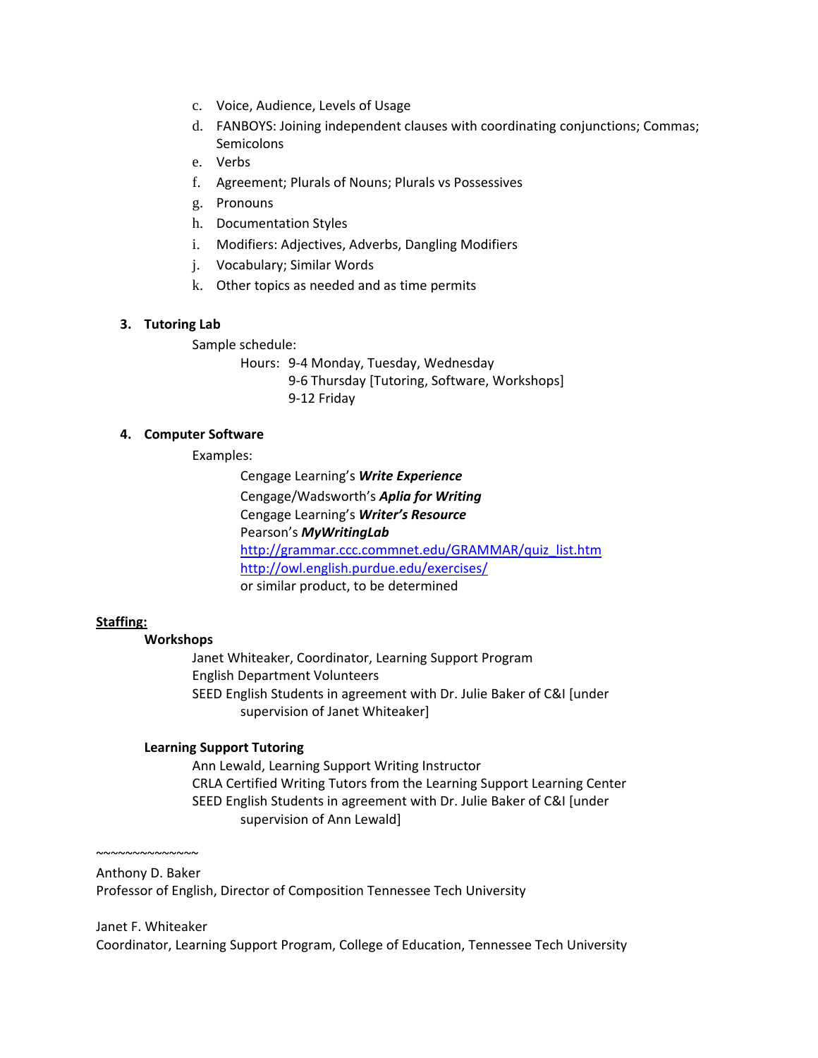c. Voice, Audience, Levels of Usage
d. FANBOYS: Joining independent clauses with coordinating conjunctions; Commas; Semicolons
e. Verbs
f. Agreement; Plurals of Nouns; Plurals vs Possessives
g. Pronouns
h. Documentation Styles
i. Modifiers: Adjectives, Adverbs, Dangling Modifiers
j. Vocabulary; Similar Words
k. Other topics as needed and as time permits

**3. Tutoring Lab**

Sample schedule:

Hours: 9-4 Monday, Tuesday, Wednesday
9-6 Thursday [Tutoring, Software, Workshops]
9-12 Friday

**4. Computer Software**

Examples:

Cengage Learning's ***Write Experience***
Cengage/Wadsworth's ***Aplia for Writing***
Cengage Learning's ***Writer's Resource***
Pearson's ***MyWritingLab***
http://grammar.ccc.commnet.edu/GRAMMAR/quiz_list.htm
http://owl.english.purdue.edu/exercises/
or similar product, to be determined

**Staffing:**

**Workshops**

Janet Whiteaker, Coordinator, Learning Support Program
English Department Volunteers
SEED English Students in agreement with Dr. Julie Baker of C&I [under supervision of Janet Whiteaker]

**Learning Support Tutoring**

Ann Lewald, Learning Support Writing Instructor
CRLA Certified Writing Tutors from the Learning Support Learning Center
SEED English Students in agreement with Dr. Julie Baker of C&I [under supervision of Ann Lewald]

~~~~~~~~~~~~~~

Anthony D. Baker
Professor of English, Director of Composition Tennessee Tech University

Janet F. Whiteaker
Coordinator, Learning Support Program, College of Education, Tennessee Tech University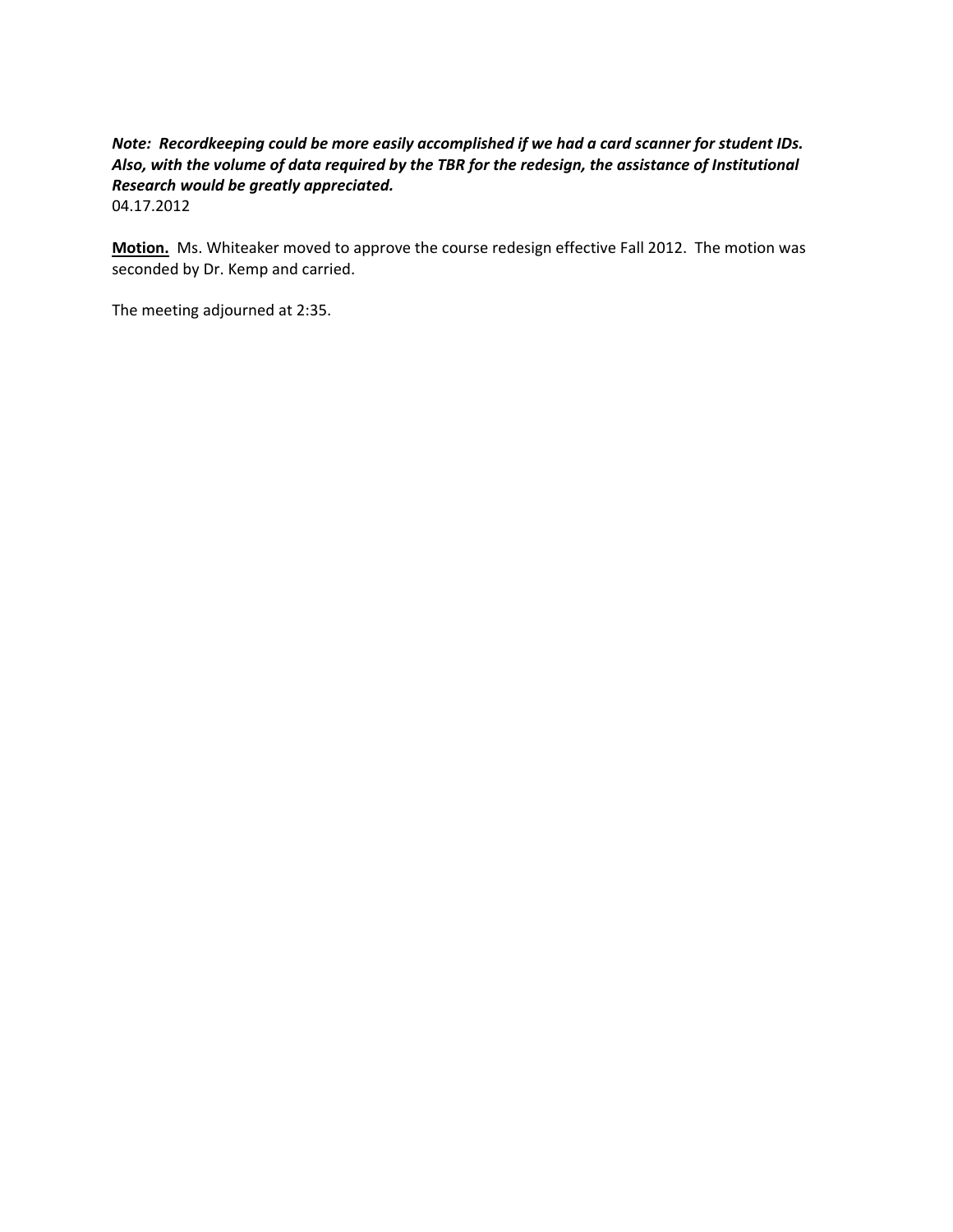***Note: Recordkeeping could be more easily accomplished if we had a card scanner for student IDs. Also, with the volume of data required by the TBR for the redesign, the assistance of Institutional Research would be greatly appreciated.***
04.17.2012

**Motion.** Ms. Whiteaker moved to approve the course redesign effective Fall 2012. The motion was seconded by Dr. Kemp and carried.

The meeting adjourned at 2:35.